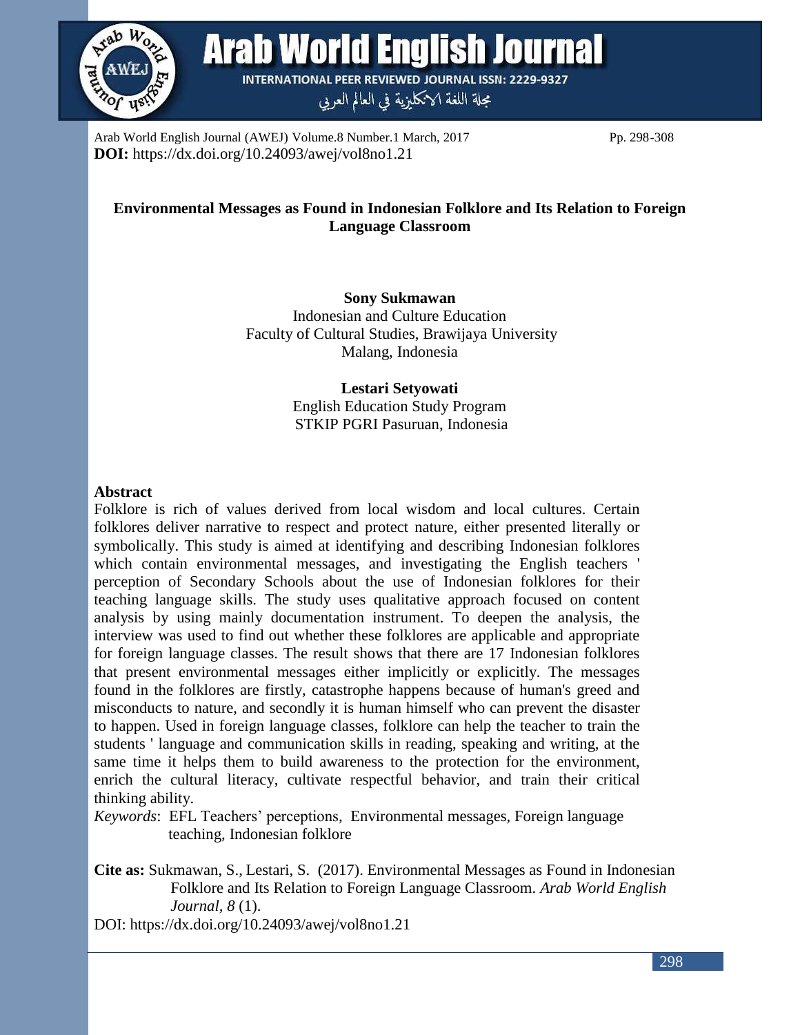# Environmental Messages as Found in Indonesian Folklore and Its Relation to Foreign Language Classroom

**Sony Sukmawan**
Indonesian and Culture Education
Faculty of Cultural Studies, Brawijaya University
Malang, Indonesia

**Lestari Setyowati**
English Education Study Program
STKIP PGRI Pasuruan, Indonesia

## Abstract

Folklore is rich of values derived from local wisdom and local cultures. Certain folklores deliver narrative to respect and protect nature, either presented literally or symbolically. This study is aimed at identifying and describing Indonesian folklores which contain environmental messages, and investigating the English teachers ' perception of Secondary Schools about the use of Indonesian folklores for their teaching language skills. The study uses qualitative approach focused on content analysis by using mainly documentation instrument. To deepen the analysis, the interview was used to find out whether these folklores are applicable and appropriate for foreign language classes. The result shows that there are 17 Indonesian folklores that present environmental messages either implicitly or explicitly. The messages found in the folklores are firstly, catastrophe happens because of human's greed and misconducts to nature, and secondly it is human himself who can prevent the disaster to happen. Used in foreign language classes, folklore can help the teacher to train the students ' language and communication skills in reading, speaking and writing, at the same time it helps them to build awareness to the protection for the environment, enrich the cultural literacy, cultivate respectful behavior, and train their critical thinking ability.

*Keywords*: EFL Teachers' perceptions, Environmental messages, Foreign language teaching, Indonesian folklore

**Cite as:** Sukmawan, S., Lestari, S. (2017). Environmental Messages as Found in Indonesian Folklore and Its Relation to Foreign Language Classroom. *Arab World English Journal*, *8* (1).
DOI: https://dx.doi.org/10.24093/awej/vol8no1.21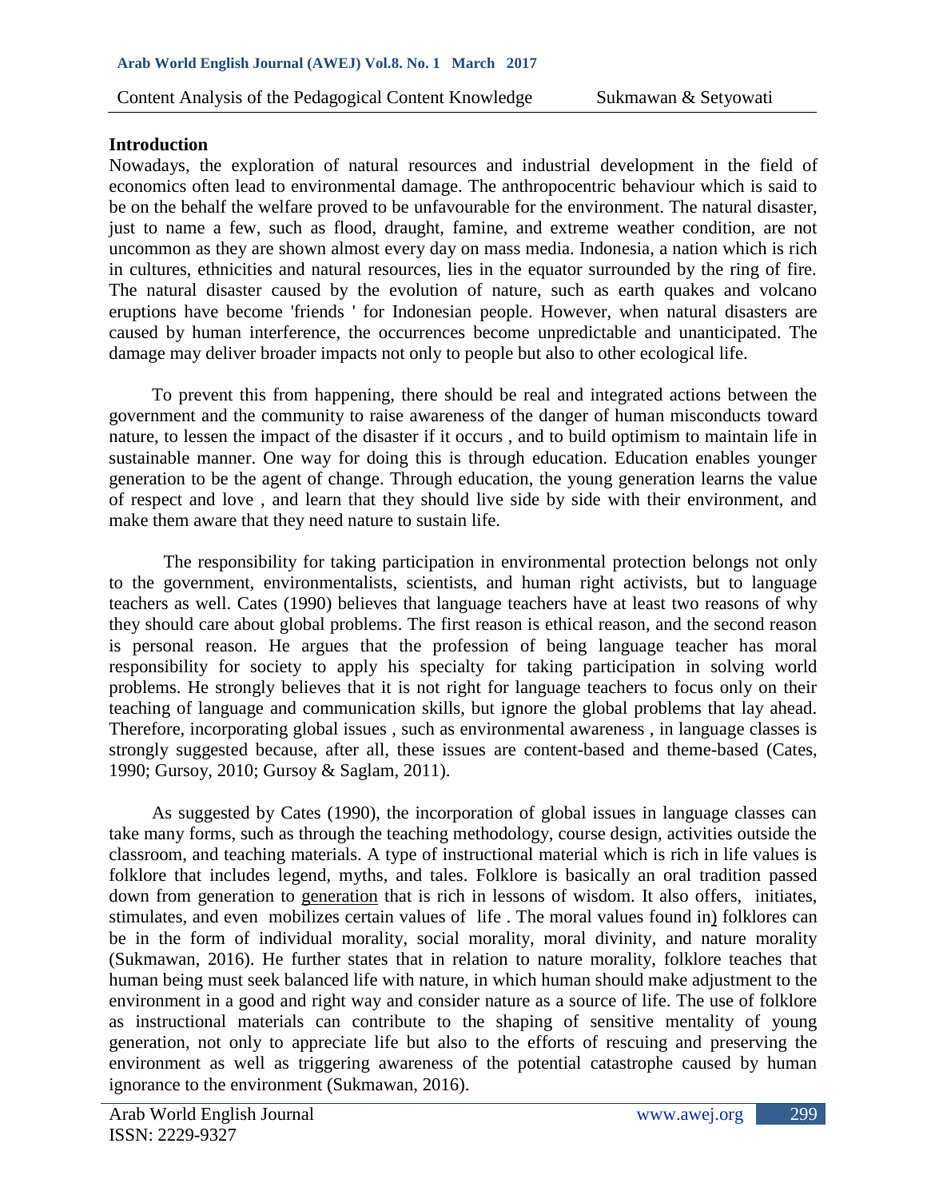## Introduction

Nowadays, the exploration of natural resources and industrial development in the field of economics often lead to environmental damage. The anthropocentric behaviour which is said to be on the behalf the welfare proved to be unfavourable for the environment. The natural disaster, just to name a few, such as flood, draught, famine, and extreme weather condition, are not uncommon as they are shown almost every day on mass media. Indonesia, a nation which is rich in cultures, ethnicities and natural resources, lies in the equator surrounded by the ring of fire. The natural disaster caused by the evolution of nature, such as earth quakes and volcano eruptions have become 'friends ' for Indonesian people. However, when natural disasters are caused by human interference, the occurrences become unpredictable and unanticipated. The damage may deliver broader impacts not only to people but also to other ecological life.

To prevent this from happening, there should be real and integrated actions between the government and the community to raise awareness of the danger of human misconducts toward nature, to lessen the impact of the disaster if it occurs , and to build optimism to maintain life in sustainable manner. One way for doing this is through education. Education enables younger generation to be the agent of change. Through education, the young generation learns the value of respect and love , and learn that they should live side by side with their environment, and make them aware that they need nature to sustain life.

The responsibility for taking participation in environmental protection belongs not only to the government, environmentalists, scientists, and human right activists, but to language teachers as well. Cates (1990) believes that language teachers have at least two reasons of why they should care about global problems. The first reason is ethical reason, and the second reason is personal reason. He argues that the profession of being language teacher has moral responsibility for society to apply his specialty for taking participation in solving world problems. He strongly believes that it is not right for language teachers to focus only on their teaching of language and communication skills, but ignore the global problems that lay ahead. Therefore, incorporating global issues , such as environmental awareness , in language classes is strongly suggested because, after all, these issues are content-based and theme-based (Cates, 1990; Gursoy, 2010; Gursoy & Saglam, 2011).

As suggested by Cates (1990), the incorporation of global issues in language classes can take many forms, such as through the teaching methodology, course design, activities outside the classroom, and teaching materials. A type of instructional material which is rich in life values is folklore that includes legend, myths, and tales. Folklore is basically an oral tradition passed down from generation to generation that is rich in lessons of wisdom. It also offers, initiates, stimulates, and even mobilizes certain values of life . The moral values found in) folklores can be in the form of individual morality, social morality, moral divinity, and nature morality (Sukmawan, 2016). He further states that in relation to nature morality, folklore teaches that human being must seek balanced life with nature, in which human should make adjustment to the environment in a good and right way and consider nature as a source of life. The use of folklore as instructional materials can contribute to the shaping of sensitive mentality of young generation, not only to appreciate life but also to the efforts of rescuing and preserving the environment as well as triggering awareness of the potential catastrophe caused by human ignorance to the environment (Sukmawan, 2016).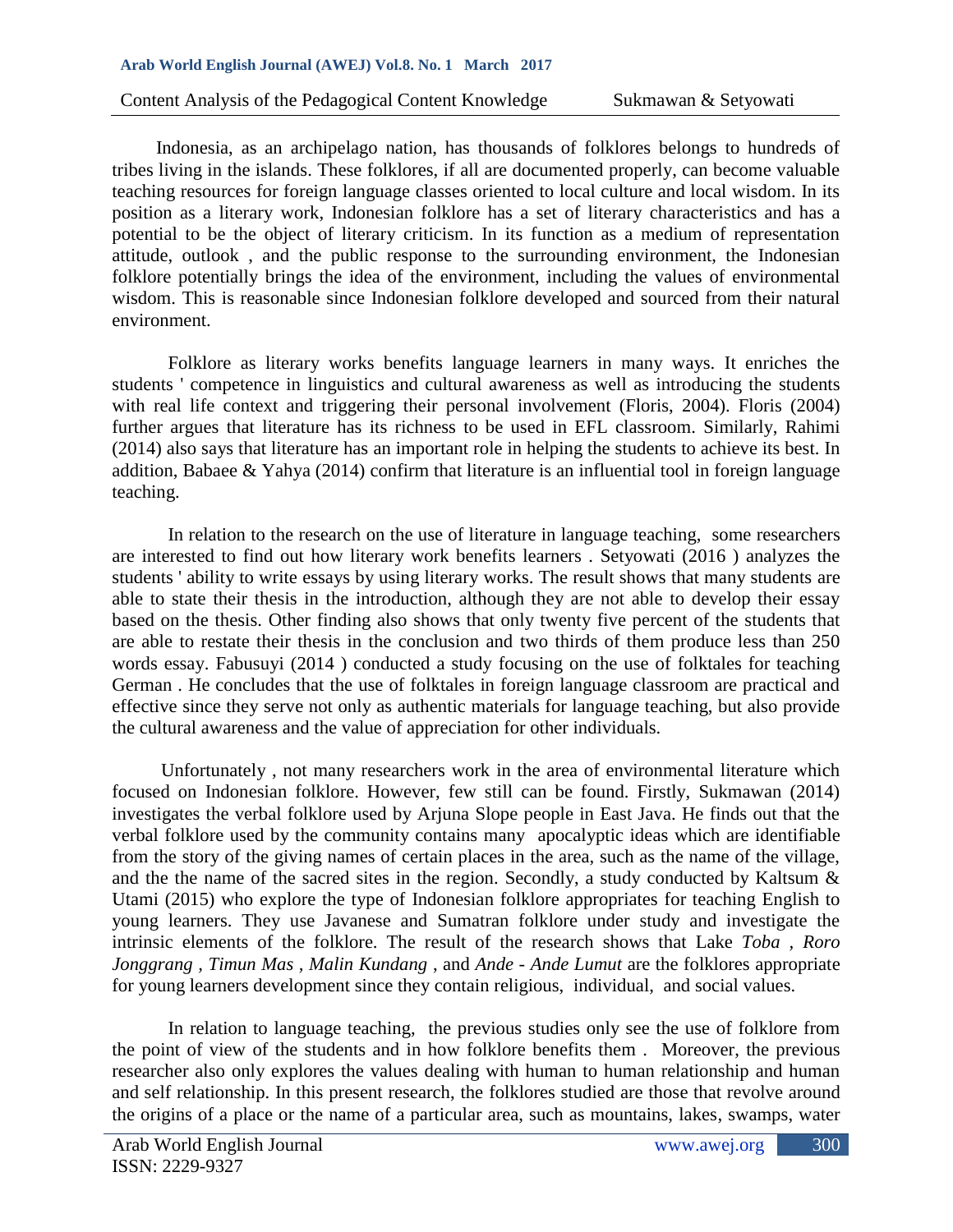Indonesia, as an archipelago nation, has thousands of folklores belongs to hundreds of tribes living in the islands. These folklores, if all are documented properly, can become valuable teaching resources for foreign language classes oriented to local culture and local wisdom. In its position as a literary work, Indonesian folklore has a set of literary characteristics and has a potential to be the object of literary criticism. In its function as a medium of representation attitude, outlook , and the public response to the surrounding environment, the Indonesian folklore potentially brings the idea of the environment, including the values of environmental wisdom. This is reasonable since Indonesian folklore developed and sourced from their natural environment.

Folklore as literary works benefits language learners in many ways. It enriches the students ' competence in linguistics and cultural awareness as well as introducing the students with real life context and triggering their personal involvement (Floris, 2004). Floris (2004) further argues that literature has its richness to be used in EFL classroom. Similarly, Rahimi (2014) also says that literature has an important role in helping the students to achieve its best. In addition, Babaee & Yahya (2014) confirm that literature is an influential tool in foreign language teaching.

In relation to the research on the use of literature in language teaching, some researchers are interested to find out how literary work benefits learners . Setyowati (2016 ) analyzes the students ' ability to write essays by using literary works. The result shows that many students are able to state their thesis in the introduction, although they are not able to develop their essay based on the thesis. Other finding also shows that only twenty five percent of the students that are able to restate their thesis in the conclusion and two thirds of them produce less than 250 words essay. Fabusuyi (2014 ) conducted a study focusing on the use of folktales for teaching German . He concludes that the use of folktales in foreign language classroom are practical and effective since they serve not only as authentic materials for language teaching, but also provide the cultural awareness and the value of appreciation for other individuals.

Unfortunately , not many researchers work in the area of environmental literature which focused on Indonesian folklore. However, few still can be found. Firstly, Sukmawan (2014) investigates the verbal folklore used by Arjuna Slope people in East Java. He finds out that the verbal folklore used by the community contains many apocalyptic ideas which are identifiable from the story of the giving names of certain places in the area, such as the name of the village, and the the name of the sacred sites in the region. Secondly, a study conducted by Kaltsum & Utami (2015) who explore the type of Indonesian folklore appropriates for teaching English to young learners. They use Javanese and Sumatran folklore under study and investigate the intrinsic elements of the folklore. The result of the research shows that Lake *Toba* , *Roro Jonggrang* , *Timun Mas* , *Malin Kundang* , and *Ande - Ande Lumut* are the folklores appropriate for young learners development since they contain religious, individual, and social values.

In relation to language teaching, the previous studies only see the use of folklore from the point of view of the students and in how folklore benefits them . Moreover, the previous researcher also only explores the values dealing with human to human relationship and human and self relationship. In this present research, the folklores studied are those that revolve around the origins of a place or the name of a particular area, such as mountains, lakes, swamps, water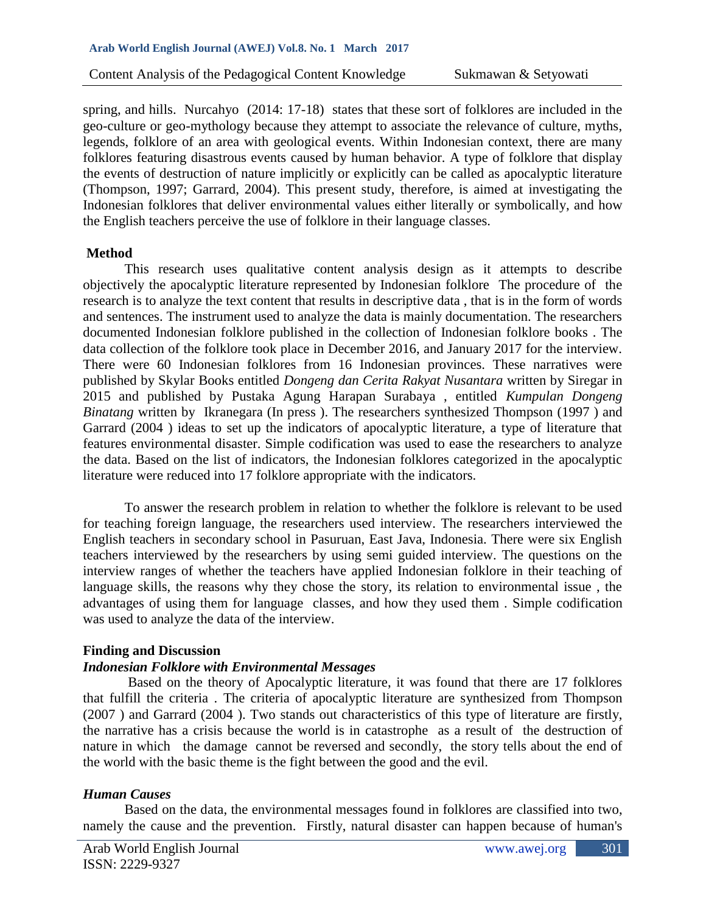spring, and hills. Nurcahyo (2014: 17-18) states that these sort of folklores are included in the geo-culture or geo-mythology because they attempt to associate the relevance of culture, myths, legends, folklore of an area with geological events. Within Indonesian context, there are many folklores featuring disastrous events caused by human behavior. A type of folklore that display the events of destruction of nature implicitly or explicitly can be called as apocalyptic literature (Thompson, 1997; Garrard, 2004). This present study, therefore, is aimed at investigating the Indonesian folklores that deliver environmental values either literally or symbolically, and how the English teachers perceive the use of folklore in their language classes.

## Method

This research uses qualitative content analysis design as it attempts to describe objectively the apocalyptic literature represented by Indonesian folklore The procedure of the research is to analyze the text content that results in descriptive data , that is in the form of words and sentences. The instrument used to analyze the data is mainly documentation. The researchers documented Indonesian folklore published in the collection of Indonesian folklore books . The data collection of the folklore took place in December 2016, and January 2017 for the interview. There were 60 Indonesian folklores from 16 Indonesian provinces. These narratives were published by Skylar Books entitled *Dongeng dan Cerita Rakyat Nusantara* written by Siregar in 2015 and published by Pustaka Agung Harapan Surabaya , entitled *Kumpulan Dongeng Binatang* written by Ikranegara (In press ). The researchers synthesized Thompson (1997 ) and Garrard (2004 ) ideas to set up the indicators of apocalyptic literature, a type of literature that features environmental disaster. Simple codification was used to ease the researchers to analyze the data. Based on the list of indicators, the Indonesian folklores categorized in the apocalyptic literature were reduced into 17 folklore appropriate with the indicators.

To answer the research problem in relation to whether the folklore is relevant to be used for teaching foreign language, the researchers used interview. The researchers interviewed the English teachers in secondary school in Pasuruan, East Java, Indonesia. There were six English teachers interviewed by the researchers by using semi guided interview. The questions on the interview ranges of whether the teachers have applied Indonesian folklore in their teaching of language skills, the reasons why they chose the story, its relation to environmental issue , the advantages of using them for language classes, and how they used them . Simple codification was used to analyze the data of the interview.

## Finding and Discussion

### *Indonesian Folklore with Environmental Messages*

Based on the theory of Apocalyptic literature, it was found that there are 17 folklores that fulfill the criteria . The criteria of apocalyptic literature are synthesized from Thompson (2007 ) and Garrard (2004 ). Two stands out characteristics of this type of literature are firstly, the narrative has a crisis because the world is in catastrophe as a result of the destruction of nature in which the damage cannot be reversed and secondly, the story tells about the end of the world with the basic theme is the fight between the good and the evil.

### *Human Causes*

Based on the data, the environmental messages found in folklores are classified into two, namely the cause and the prevention. Firstly, natural disaster can happen because of human's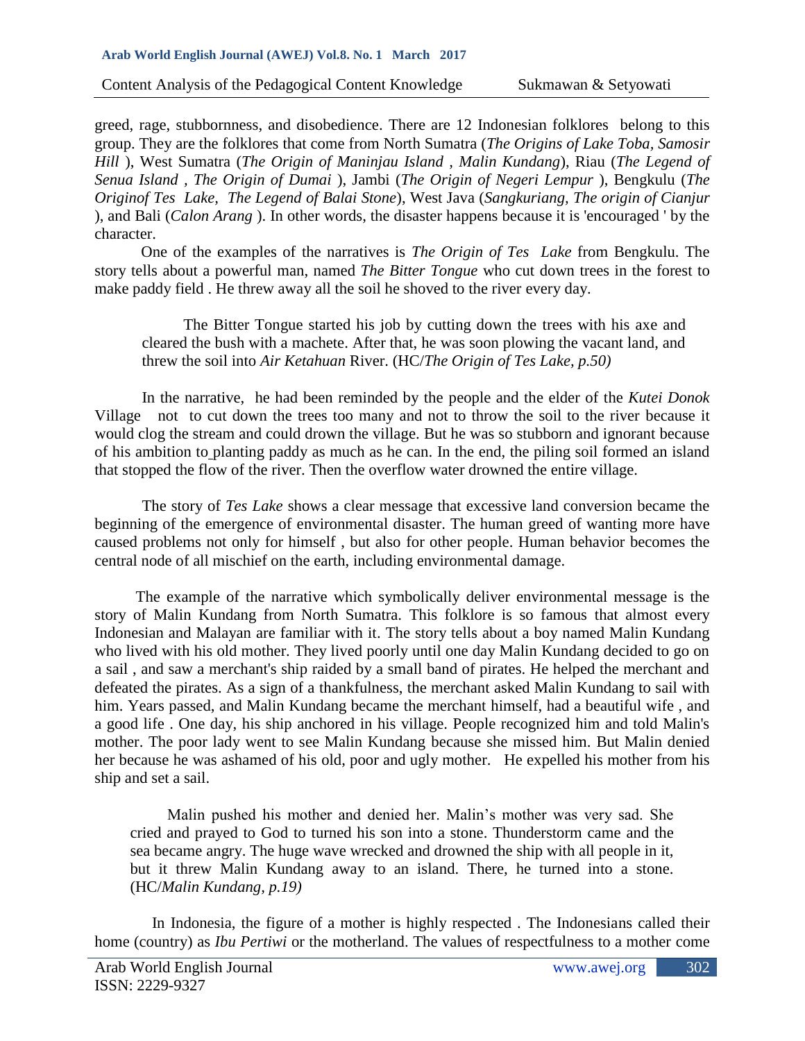greed, rage, stubbornness, and disobedience. There are 12 Indonesian folklores belong to this group. They are the folklores that come from North Sumatra (*The Origins of Lake Toba, Samosir Hill* ), West Sumatra (*The Origin of Maninjau Island* , *Malin Kundang*), Riau (*The Legend of Senua Island* , *The Origin of Dumai* ), Jambi (*The Origin of Negeri Lempur* ), Bengkulu (*The Originof Tes Lake*, *The Legend of Balai Stone*), West Java (*Sangkuriang*, *The origin of Cianjur* ), and Bali (*Calon Arang* ). In other words, the disaster happens because it is 'encouraged ' by the character.

One of the examples of the narratives is *The Origin of Tes Lake* from Bengkulu. The story tells about a powerful man, named *The Bitter Tongue* who cut down trees in the forest to make paddy field . He threw away all the soil he shoved to the river every day.

> The Bitter Tongue started his job by cutting down the trees with his axe and cleared the bush with a machete. After that, he was soon plowing the vacant land, and threw the soil into *Air Ketahuan* River. (HC/*The Origin of Tes Lake, p.50)*

In the narrative, he had been reminded by the people and the elder of the *Kutei Donok* Village not to cut down the trees too many and not to throw the soil to the river because it would clog the stream and could drown the village. But he was so stubborn and ignorant because of his ambition to planting paddy as much as he can. In the end, the piling soil formed an island that stopped the flow of the river. Then the overflow water drowned the entire village.

The story of *Tes Lake* shows a clear message that excessive land conversion became the beginning of the emergence of environmental disaster. The human greed of wanting more have caused problems not only for himself , but also for other people. Human behavior becomes the central node of all mischief on the earth, including environmental damage.

The example of the narrative which symbolically deliver environmental message is the story of Malin Kundang from North Sumatra. This folklore is so famous that almost every Indonesian and Malayan are familiar with it. The story tells about a boy named Malin Kundang who lived with his old mother. They lived poorly until one day Malin Kundang decided to go on a sail , and saw a merchant's ship raided by a small band of pirates. He helped the merchant and defeated the pirates. As a sign of a thankfulness, the merchant asked Malin Kundang to sail with him. Years passed, and Malin Kundang became the merchant himself, had a beautiful wife , and a good life . One day, his ship anchored in his village. People recognized him and told Malin's mother. The poor lady went to see Malin Kundang because she missed him. But Malin denied her because he was ashamed of his old, poor and ugly mother. He expelled his mother from his ship and set a sail.

> Malin pushed his mother and denied her. Malin's mother was very sad. She cried and prayed to God to turned his son into a stone. Thunderstorm came and the sea became angry. The huge wave wrecked and drowned the ship with all people in it, but it threw Malin Kundang away to an island. There, he turned into a stone. (HC/*Malin Kundang, p.19)*

In Indonesia, the figure of a mother is highly respected . The Indonesians called their home (country) as *Ibu Pertiwi* or the motherland. The values of respectfulness to a mother come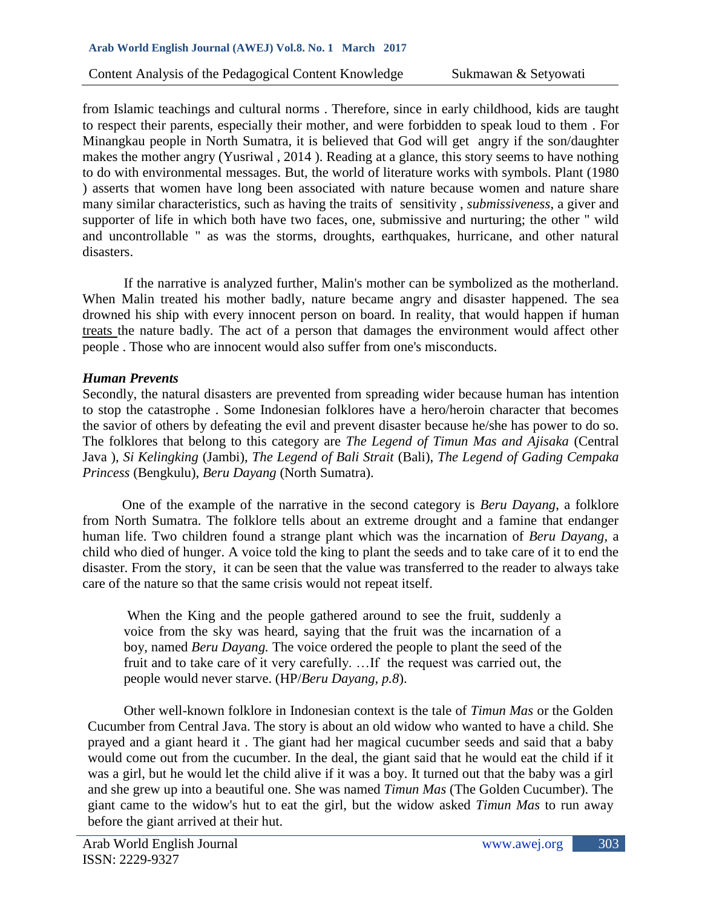from Islamic teachings and cultural norms . Therefore, since in early childhood, kids are taught to respect their parents, especially their mother, and were forbidden to speak loud to them . For Minangkau people in North Sumatra, it is believed that God will get angry if the son/daughter makes the mother angry (Yusriwal , 2014 ). Reading at a glance, this story seems to have nothing to do with environmental messages. But, the world of literature works with symbols. Plant (1980 ) asserts that women have long been associated with nature because women and nature share many similar characteristics, such as having the traits of sensitivity , *submissiveness*, a giver and supporter of life in which both have two faces, one, submissive and nurturing; the other " wild and uncontrollable " as was the storms, droughts, earthquakes, hurricane, and other natural disasters.

If the narrative is analyzed further, Malin's mother can be symbolized as the motherland. When Malin treated his mother badly, nature became angry and disaster happened. The sea drowned his ship with every innocent person on board. In reality, that would happen if human treats the nature badly. The act of a person that damages the environment would affect other people . Those who are innocent would also suffer from one's misconducts.

***Human Prevents***

Secondly, the natural disasters are prevented from spreading wider because human has intention to stop the catastrophe . Some Indonesian folklores have a hero/heroin character that becomes the savior of others by defeating the evil and prevent disaster because he/she has power to do so. The folklores that belong to this category are *The Legend of Timun Mas and Ajisaka* (Central Java ), *Si Kelingking* (Jambi), *The Legend of Bali Strait* (Bali), *The Legend of Gading Cempaka Princess* (Bengkulu), *Beru Dayang* (North Sumatra).

One of the example of the narrative in the second category is *Beru Dayang*, a folklore from North Sumatra. The folklore tells about an extreme drought and a famine that endanger human life. Two children found a strange plant which was the incarnation of *Beru Dayang*, a child who died of hunger. A voice told the king to plant the seeds and to take care of it to end the disaster. From the story, it can be seen that the value was transferred to the reader to always take care of the nature so that the same crisis would not repeat itself.

> When the King and the people gathered around to see the fruit, suddenly a voice from the sky was heard, saying that the fruit was the incarnation of a boy, named *Beru Dayang.* The voice ordered the people to plant the seed of the fruit and to take care of it very carefully. …If the request was carried out, the people would never starve. (HP/*Beru Dayang, p.8*).

Other well-known folklore in Indonesian context is the tale of *Timun Mas* or the Golden Cucumber from Central Java. The story is about an old widow who wanted to have a child. She prayed and a giant heard it . The giant had her magical cucumber seeds and said that a baby would come out from the cucumber. In the deal, the giant said that he would eat the child if it was a girl, but he would let the child alive if it was a boy. It turned out that the baby was a girl and she grew up into a beautiful one. She was named *Timun Mas* (The Golden Cucumber). The giant came to the widow's hut to eat the girl, but the widow asked *Timun Mas* to run away before the giant arrived at their hut.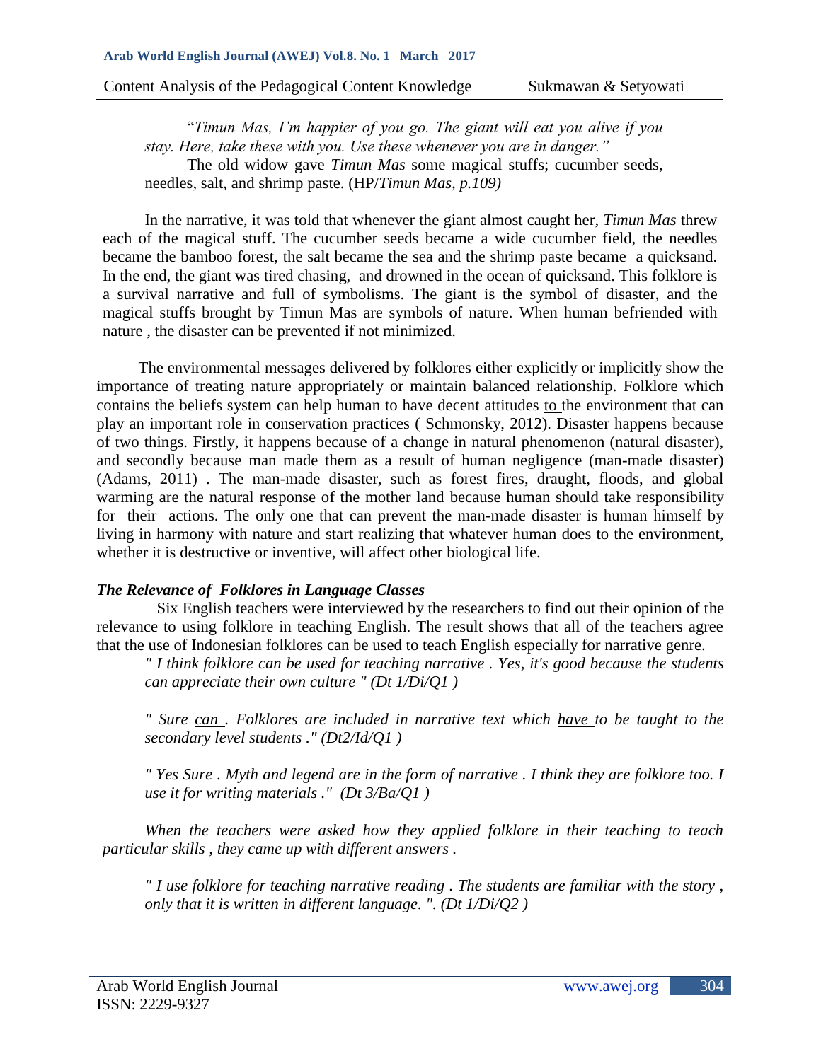"*Timun Mas, I'm happier of you go. The giant will eat you alive if you stay. Here, take these with you. Use these whenever you are in danger."*

The old widow gave *Timun Mas* some magical stuffs; cucumber seeds, needles, salt, and shrimp paste. (HP/*Timun Mas, p.109)*

In the narrative, it was told that whenever the giant almost caught her, *Timun Mas* threw each of the magical stuff. The cucumber seeds became a wide cucumber field, the needles became the bamboo forest, the salt became the sea and the shrimp paste became a quicksand. In the end, the giant was tired chasing, and drowned in the ocean of quicksand. This folklore is a survival narrative and full of symbolisms. The giant is the symbol of disaster, and the magical stuffs brought by Timun Mas are symbols of nature. When human befriended with nature , the disaster can be prevented if not minimized.

The environmental messages delivered by folklores either explicitly or implicitly show the importance of treating nature appropriately or maintain balanced relationship. Folklore which contains the beliefs system can help human to have decent attitudes to the environment that can play an important role in conservation practices ( Schmonsky, 2012). Disaster happens because of two things. Firstly, it happens because of a change in natural phenomenon (natural disaster), and secondly because man made them as a result of human negligence (man-made disaster) (Adams, 2011) . The man-made disaster, such as forest fires, draught, floods, and global warming are the natural response of the mother land because human should take responsibility for their actions. The only one that can prevent the man-made disaster is human himself by living in harmony with nature and start realizing that whatever human does to the environment, whether it is destructive or inventive, will affect other biological life.

### *The Relevance of Folklores in Language Classes*

Six English teachers were interviewed by the researchers to find out their opinion of the relevance to using folklore in teaching English. The result shows that all of the teachers agree that the use of Indonesian folklores can be used to teach English especially for narrative genre.

*" I think folklore can be used for teaching narrative . Yes, it's good because the students can appreciate their own culture " (Dt 1/Di/Q1 )*

*" Sure can . Folklores are included in narrative text which have to be taught to the secondary level students ." (Dt2/Id/Q1 )*

*" Yes Sure . Myth and legend are in the form of narrative . I think they are folklore too. I use it for writing materials ." (Dt 3/Ba/Q1 )*

*When the teachers were asked how they applied folklore in their teaching to teach particular skills , they came up with different answers .*

*" I use folklore for teaching narrative reading . The students are familiar with the story , only that it is written in different language. ". (Dt 1/Di/Q2 )*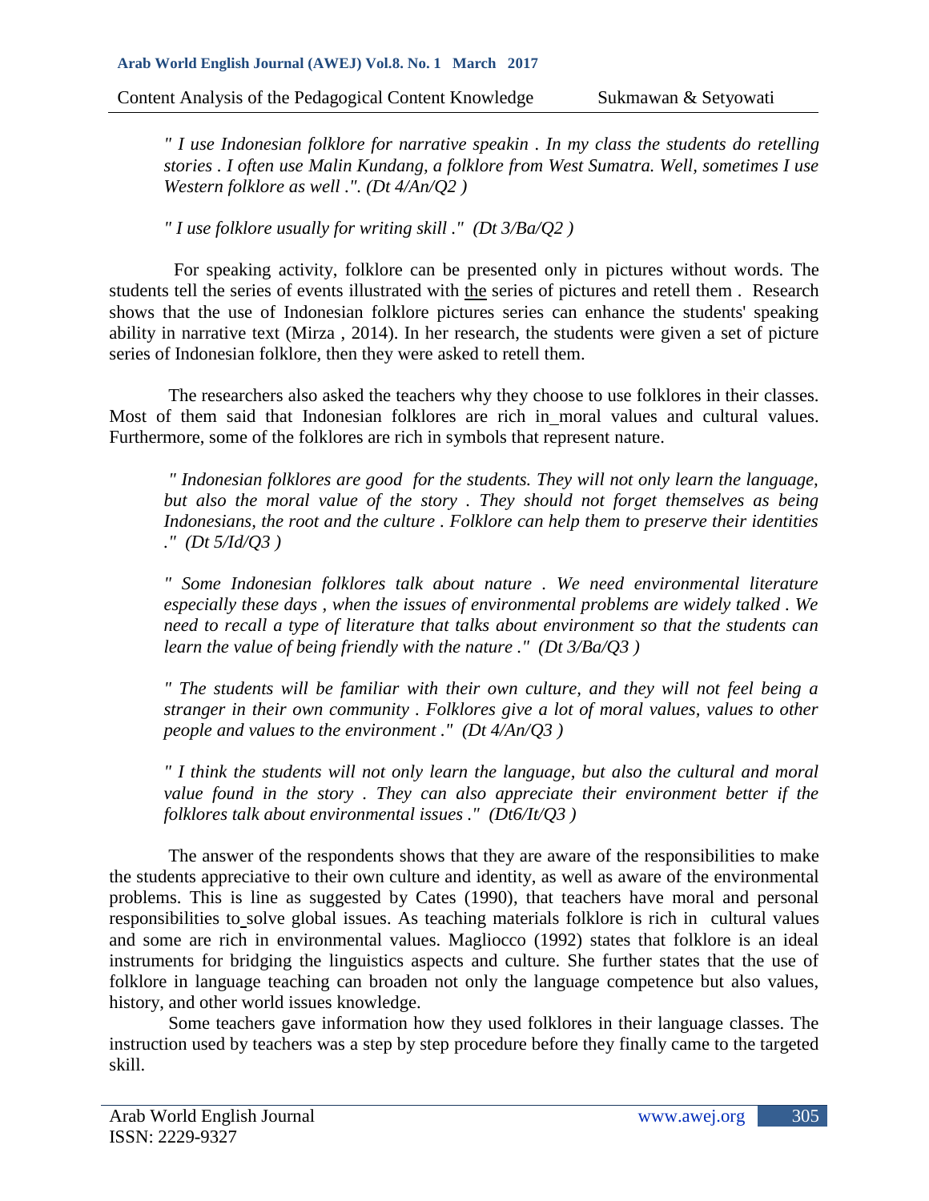*" I use Indonesian folklore for narrative speakin . In my class the students do retelling stories . I often use Malin Kundang, a folklore from West Sumatra. Well, sometimes I use Western folklore as well .". (Dt 4/An/Q2 )*

*" I use folklore usually for writing skill ." (Dt 3/Ba/Q2 )*

For speaking activity, folklore can be presented only in pictures without words. The students tell the series of events illustrated with the series of pictures and retell them . Research shows that the use of Indonesian folklore pictures series can enhance the students' speaking ability in narrative text (Mirza , 2014). In her research, the students were given a set of picture series of Indonesian folklore, then they were asked to retell them.

The researchers also asked the teachers why they choose to use folklores in their classes. Most of them said that Indonesian folklores are rich in moral values and cultural values. Furthermore, some of the folklores are rich in symbols that represent nature.

*" Indonesian folklores are good for the students. They will not only learn the language, but also the moral value of the story . They should not forget themselves as being Indonesians, the root and the culture . Folklore can help them to preserve their identities ." (Dt 5/Id/Q3 )*

*" Some Indonesian folklores talk about nature . We need environmental literature especially these days , when the issues of environmental problems are widely talked . We need to recall a type of literature that talks about environment so that the students can learn the value of being friendly with the nature ." (Dt 3/Ba/Q3 )*

*" The students will be familiar with their own culture, and they will not feel being a stranger in their own community . Folklores give a lot of moral values, values to other people and values to the environment ." (Dt 4/An/Q3 )*

*" I think the students will not only learn the language, but also the cultural and moral value found in the story . They can also appreciate their environment better if the folklores talk about environmental issues ." (Dt6/It/Q3 )*

The answer of the respondents shows that they are aware of the responsibilities to make the students appreciative to their own culture and identity, as well as aware of the environmental problems. This is line as suggested by Cates (1990), that teachers have moral and personal responsibilities to solve global issues. As teaching materials folklore is rich in cultural values and some are rich in environmental values. Magliocco (1992) states that folklore is an ideal instruments for bridging the linguistics aspects and culture. She further states that the use of folklore in language teaching can broaden not only the language competence but also values, history, and other world issues knowledge.

Some teachers gave information how they used folklores in their language classes. The instruction used by teachers was a step by step procedure before they finally came to the targeted skill.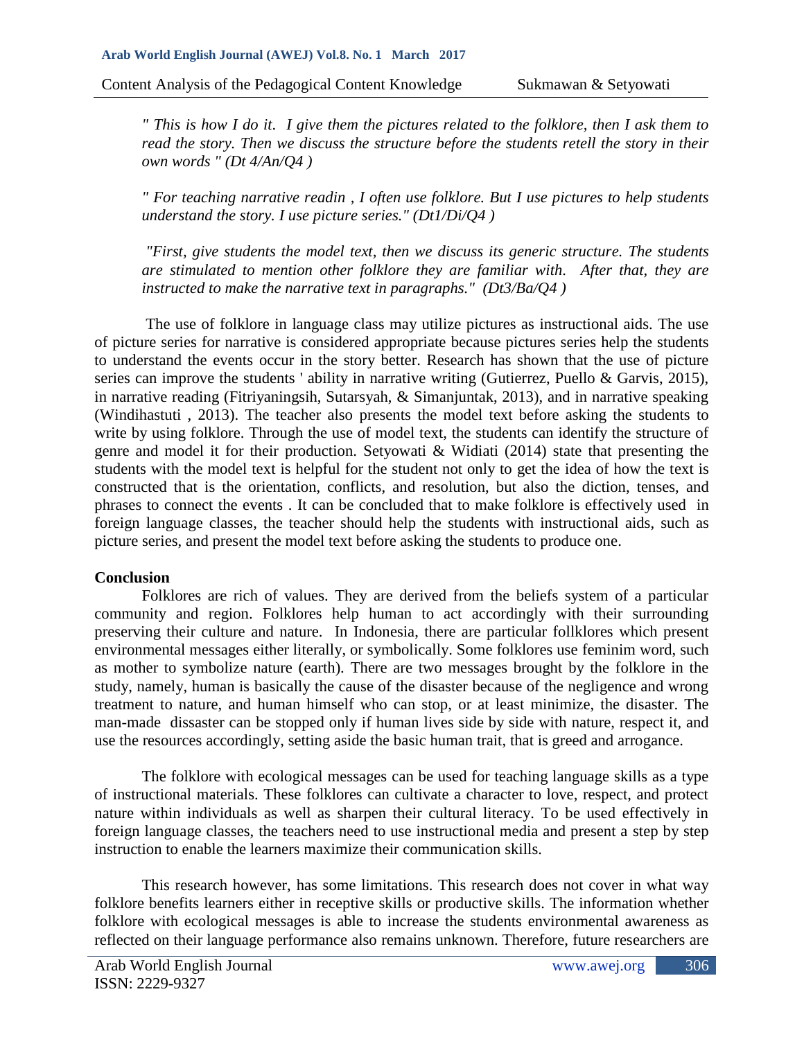*" This is how I do it. I give them the pictures related to the folklore, then I ask them to read the story. Then we discuss the structure before the students retell the story in their own words " (Dt 4/An/Q4 )*

*" For teaching narrative readin , I often use folklore. But I use pictures to help students understand the story. I use picture series." (Dt1/Di/Q4 )*

*"First, give students the model text, then we discuss its generic structure. The students are stimulated to mention other folklore they are familiar with. After that, they are instructed to make the narrative text in paragraphs." (Dt3/Ba/Q4 )*

The use of folklore in language class may utilize pictures as instructional aids. The use of picture series for narrative is considered appropriate because pictures series help the students to understand the events occur in the story better. Research has shown that the use of picture series can improve the students ' ability in narrative writing (Gutierrez, Puello & Garvis, 2015), in narrative reading (Fitriyaningsih, Sutarsyah, & Simanjuntak, 2013), and in narrative speaking (Windihastuti , 2013). The teacher also presents the model text before asking the students to write by using folklore. Through the use of model text, the students can identify the structure of genre and model it for their production. Setyowati & Widiati (2014) state that presenting the students with the model text is helpful for the student not only to get the idea of how the text is constructed that is the orientation, conflicts, and resolution, but also the diction, tenses, and phrases to connect the events . It can be concluded that to make folklore is effectively used in foreign language classes, the teacher should help the students with instructional aids, such as picture series, and present the model text before asking the students to produce one.

## Conclusion

Folklores are rich of values. They are derived from the beliefs system of a particular community and region. Folklores help human to act accordingly with their surrounding preserving their culture and nature. In Indonesia, there are particular follklores which present environmental messages either literally, or symbolically. Some folklores use feminim word, such as mother to symbolize nature (earth). There are two messages brought by the folklore in the study, namely, human is basically the cause of the disaster because of the negligence and wrong treatment to nature, and human himself who can stop, or at least minimize, the disaster. The man-made dissaster can be stopped only if human lives side by side with nature, respect it, and use the resources accordingly, setting aside the basic human trait, that is greed and arrogance.

The folklore with ecological messages can be used for teaching language skills as a type of instructional materials. These folklores can cultivate a character to love, respect, and protect nature within individuals as well as sharpen their cultural literacy. To be used effectively in foreign language classes, the teachers need to use instructional media and present a step by step instruction to enable the learners maximize their communication skills.

This research however, has some limitations. This research does not cover in what way folklore benefits learners either in receptive skills or productive skills. The information whether folklore with ecological messages is able to increase the students environmental awareness as reflected on their language performance also remains unknown. Therefore, future researchers are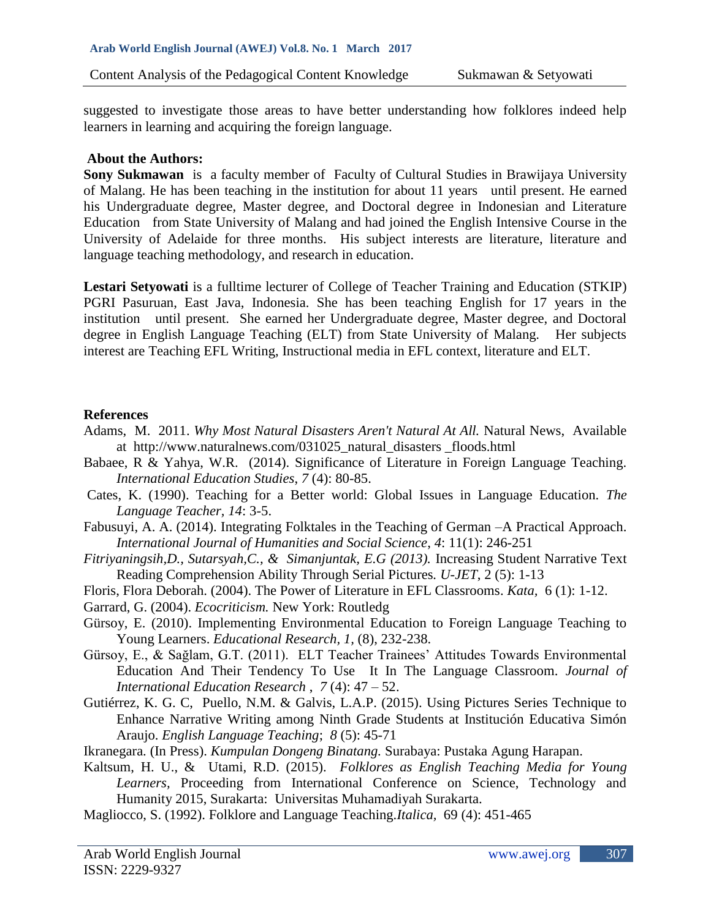suggested to investigate those areas to have better understanding how folklores indeed help learners in learning and acquiring the foreign language.

## About the Authors:

**Sony Sukmawan** is a faculty member of Faculty of Cultural Studies in Brawijaya University of Malang. He has been teaching in the institution for about 11 years until present. He earned his Undergraduate degree, Master degree, and Doctoral degree in Indonesian and Literature Education from State University of Malang and had joined the English Intensive Course in the University of Adelaide for three months. His subject interests are literature, literature and language teaching methodology, and research in education.

**Lestari Setyowati** is a fulltime lecturer of College of Teacher Training and Education (STKIP) PGRI Pasuruan, East Java, Indonesia. She has been teaching English for 17 years in the institution until present. She earned her Undergraduate degree, Master degree, and Doctoral degree in English Language Teaching (ELT) from State University of Malang. Her subjects interest are Teaching EFL Writing, Instructional media in EFL context, literature and ELT.

## References

Adams, M. 2011. *Why Most Natural Disasters Aren't Natural At All.* Natural News, Available at http://www.naturalnews.com/031025_natural_disasters _floods.html

Babaee, R & Yahya, W.R. (2014). Significance of Literature in Foreign Language Teaching. *International Education Studies*, *7* (4): 80-85.

Cates, K. (1990). Teaching for a Better world: Global Issues in Language Education. *The Language Teacher, 14*: 3-5.

Fabusuyi, A. A. (2014). Integrating Folktales in the Teaching of German –A Practical Approach. *International Journal of Humanities and Social Science, 4*: 11(1): 246-251

*Fitriyaningsih,D., Sutarsyah,C., & Simanjuntak, E.G (2013).* Increasing Student Narrative Text Reading Comprehension Ability Through Serial Pictures*. U-JET*, 2 (5): 1-13

Floris, Flora Deborah. (2004). The Power of Literature in EFL Classrooms. *Kata*, 6 (1): 1-12.

Garrard, G. (2004). *Ecocriticism.* New York: Routledg

Gürsoy, E. (2010). Implementing Environmental Education to Foreign Language Teaching to Young Learners. *Educational Research, 1,* (8), 232-238.

Gürsoy, E., & Sağlam, G.T. (2011). ELT Teacher Trainees' Attitudes Towards Environmental Education And Their Tendency To Use It In The Language Classroom. *Journal of International Education Research* , *7* (4): 47 – 52.

Gutiérrez, K. G. C, Puello, N.M. & Galvis, L.A.P. (2015). Using Pictures Series Technique to Enhance Narrative Writing among Ninth Grade Students at Institución Educativa Simón Araujo. *English Language Teaching*; *8* (5): 45-71

Ikranegara. (In Press). *Kumpulan Dongeng Binatang.* Surabaya: Pustaka Agung Harapan.

Kaltsum, H. U., & Utami, R.D. (2015). *Folklores as English Teaching Media for Young Learners*, Proceeding from International Conference on Science, Technology and Humanity 2015, Surakarta: Universitas Muhamadiyah Surakarta.

Magliocco, S. (1992). Folklore and Language Teaching.*Italica,* 69 (4): 451-465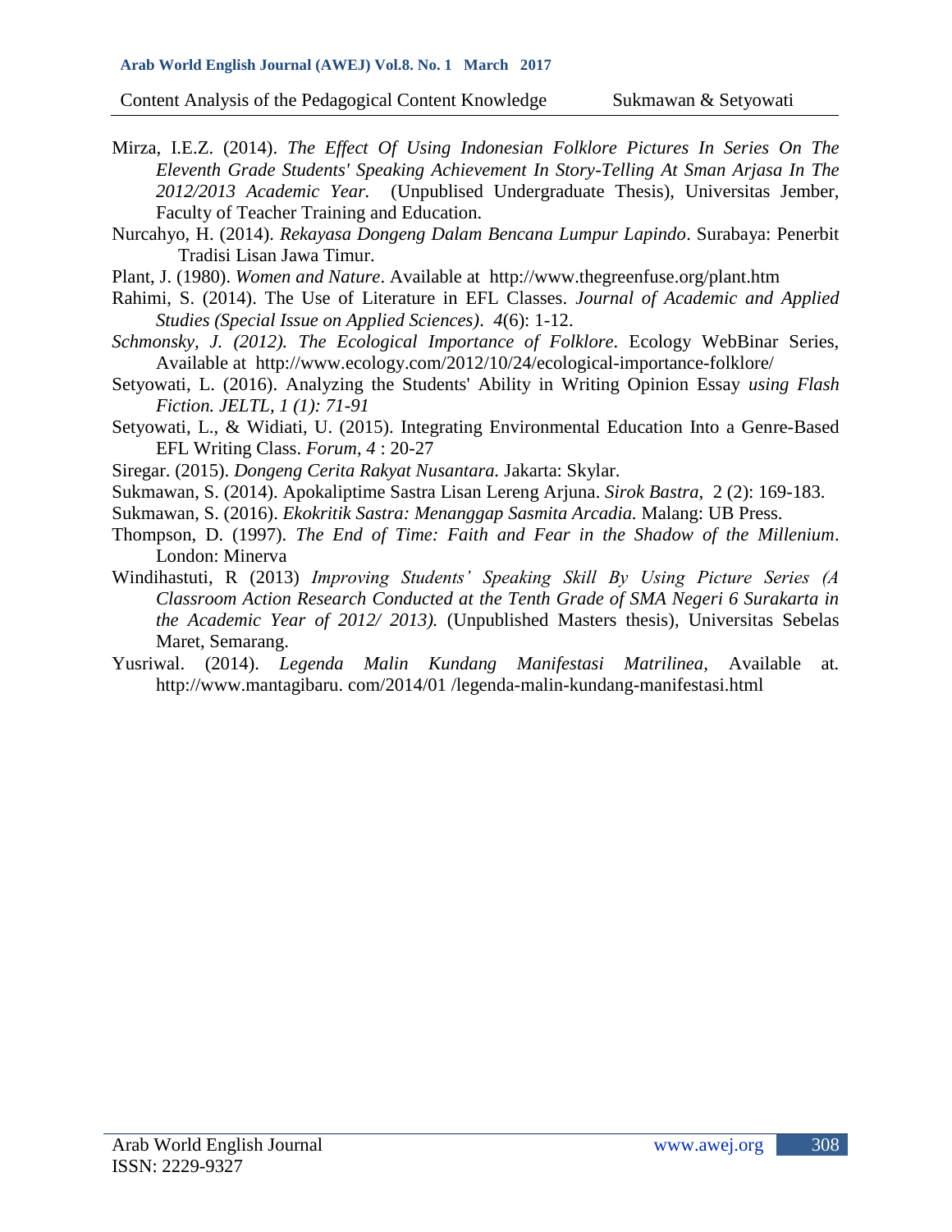Mirza, I.E.Z. (2014). *The Effect Of Using Indonesian Folklore Pictures In Series On The Eleventh Grade Students' Speaking Achievement In Story-Telling At Sman Arjasa In The 2012/2013 Academic Year.* (Unpublised Undergraduate Thesis), Universitas Jember, Faculty of Teacher Training and Education.

Nurcahyo, H. (2014). *Rekayasa Dongeng Dalam Bencana Lumpur Lapindo*. Surabaya: Penerbit Tradisi Lisan Jawa Timur.

Plant, J. (1980). *Women and Nature*. Available at http://www.thegreenfuse.org/plant.htm

Rahimi, S. (2014). The Use of Literature in EFL Classes. *Journal of Academic and Applied Studies (Special Issue on Applied Sciences)*. *4*(6): 1-12.

*Schmonsky, J. (2012). The Ecological Importance of Folklore*. Ecology WebBinar Series, Available at http://www.ecology.com/2012/10/24/ecological-importance-folklore/

Setyowati, L. (2016). Analyzing the Students' Ability in Writing Opinion Essay *using Flash Fiction. JELTL, 1 (1): 71-91*

Setyowati, L., & Widiati, U. (2015). Integrating Environmental Education Into a Genre-Based EFL Writing Class. *Forum*, *4* : 20-27

Siregar. (2015). *Dongeng Cerita Rakyat Nusantara.* Jakarta: Skylar.

Sukmawan, S. (2014). Apokaliptime Sastra Lisan Lereng Arjuna. *Sirok Bastra*, 2 (2): 169-183.

Sukmawan, S. (2016). *Ekokritik Sastra: Menanggap Sasmita Arcadia.* Malang: UB Press.

Thompson, D. (1997). *The End of Time: Faith and Fear in the Shadow of the Millenium*. London: Minerva

Windihastuti, R (2013) *Improving Students' Speaking Skill By Using Picture Series (A Classroom Action Research Conducted at the Tenth Grade of SMA Negeri 6 Surakarta in the Academic Year of 2012/ 2013).* (Unpublished Masters thesis), Universitas Sebelas Maret, Semarang.

Yusriwal. (2014). *Legenda Malin Kundang Manifestasi Matrilinea,* Available at. http://www.mantagibaru. com/2014/01 /legenda-malin-kundang-manifestasi.html